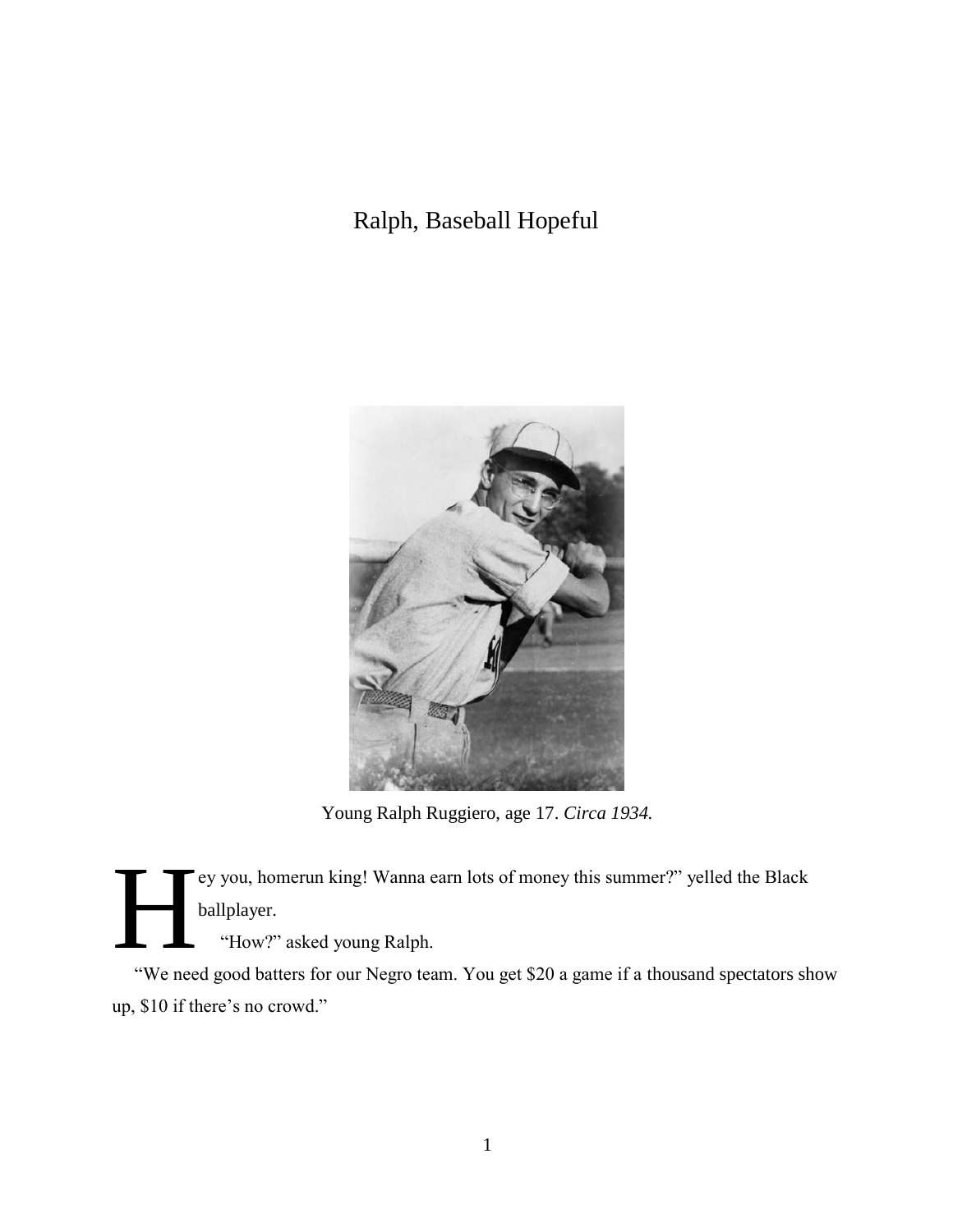# Ralph, Baseball Hopeful

Young Ralph Ruggiero, age 17. *Circa 1934.*

"Hey you, homerun king! Wanna earn lots of money this summer?" yelled the Black ballplayer.

"How?" asked young Ralph.

"We need good batters for our Negro team. You get $20 a game if a thousand spectators show up, $10 if there's no crowd."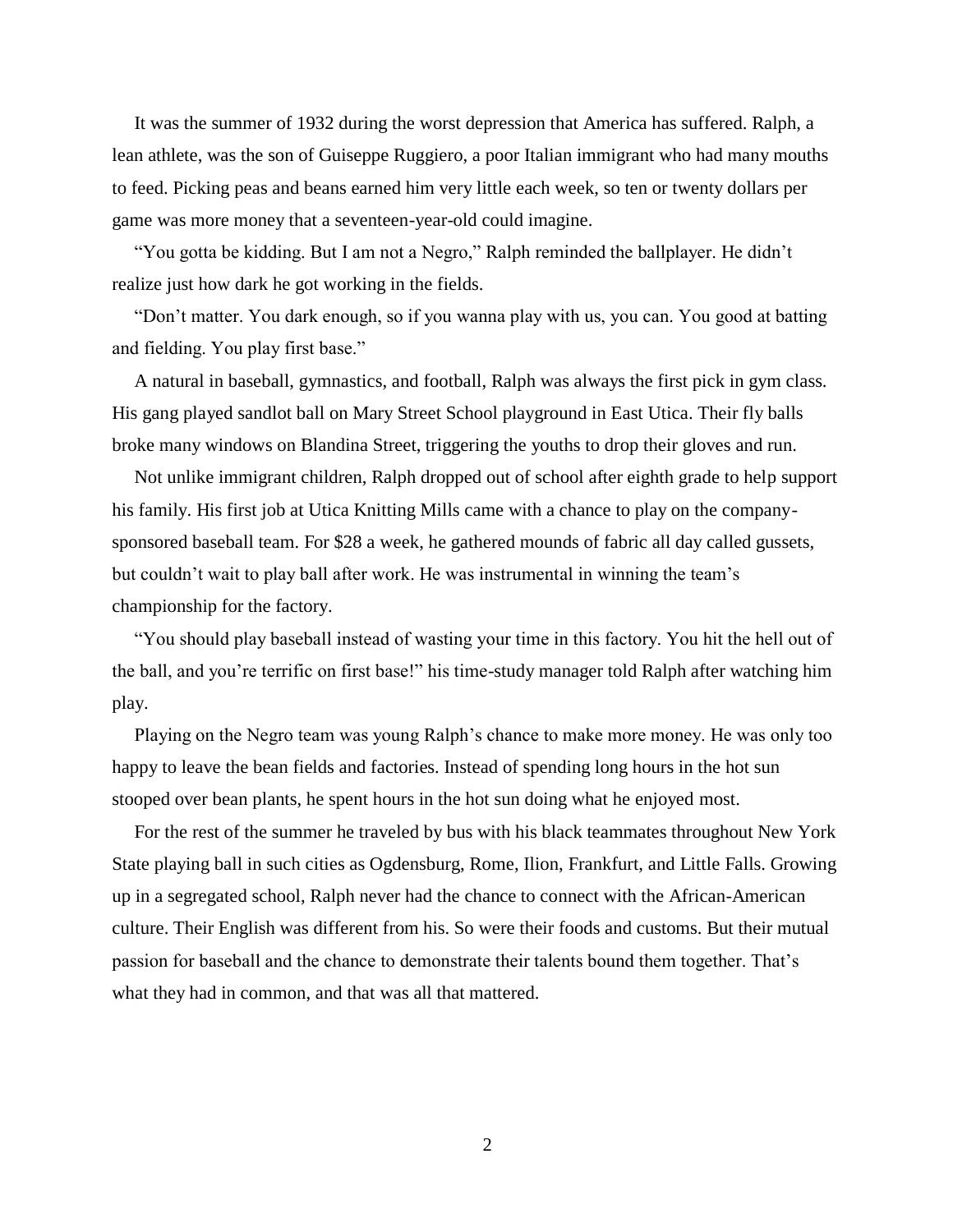It was the summer of 1932 during the worst depression that America has suffered. Ralph, a lean athlete, was the son of Guiseppe Ruggiero, a poor Italian immigrant who had many mouths to feed. Picking peas and beans earned him very little each week, so ten or twenty dollars per game was more money that a seventeen-year-old could imagine.

"You gotta be kidding. But I am not a Negro," Ralph reminded the ballplayer. He didn't realize just how dark he got working in the fields.

"Don't matter. You dark enough, so if you wanna play with us, you can. You good at batting and fielding. You play first base."

A natural in baseball, gymnastics, and football, Ralph was always the first pick in gym class. His gang played sandlot ball on Mary Street School playground in East Utica. Their fly balls broke many windows on Blandina Street, triggering the youths to drop their gloves and run.

Not unlike immigrant children, Ralph dropped out of school after eighth grade to help support his family. His first job at Utica Knitting Mills came with a chance to play on the company-sponsored baseball team. For $28 a week, he gathered mounds of fabric all day called gussets, but couldn't wait to play ball after work. He was instrumental in winning the team's championship for the factory.

"You should play baseball instead of wasting your time in this factory. You hit the hell out of the ball, and you're terrific on first base!" his time-study manager told Ralph after watching him play.

Playing on the Negro team was young Ralph's chance to make more money. He was only too happy to leave the bean fields and factories. Instead of spending long hours in the hot sun stooped over bean plants, he spent hours in the hot sun doing what he enjoyed most.

For the rest of the summer he traveled by bus with his black teammates throughout New York State playing ball in such cities as Ogdensburg, Rome, Ilion, Frankfurt, and Little Falls. Growing up in a segregated school, Ralph never had the chance to connect with the African-American culture. Their English was different from his. So were their foods and customs. But their mutual passion for baseball and the chance to demonstrate their talents bound them together. That's what they had in common, and that was all that mattered.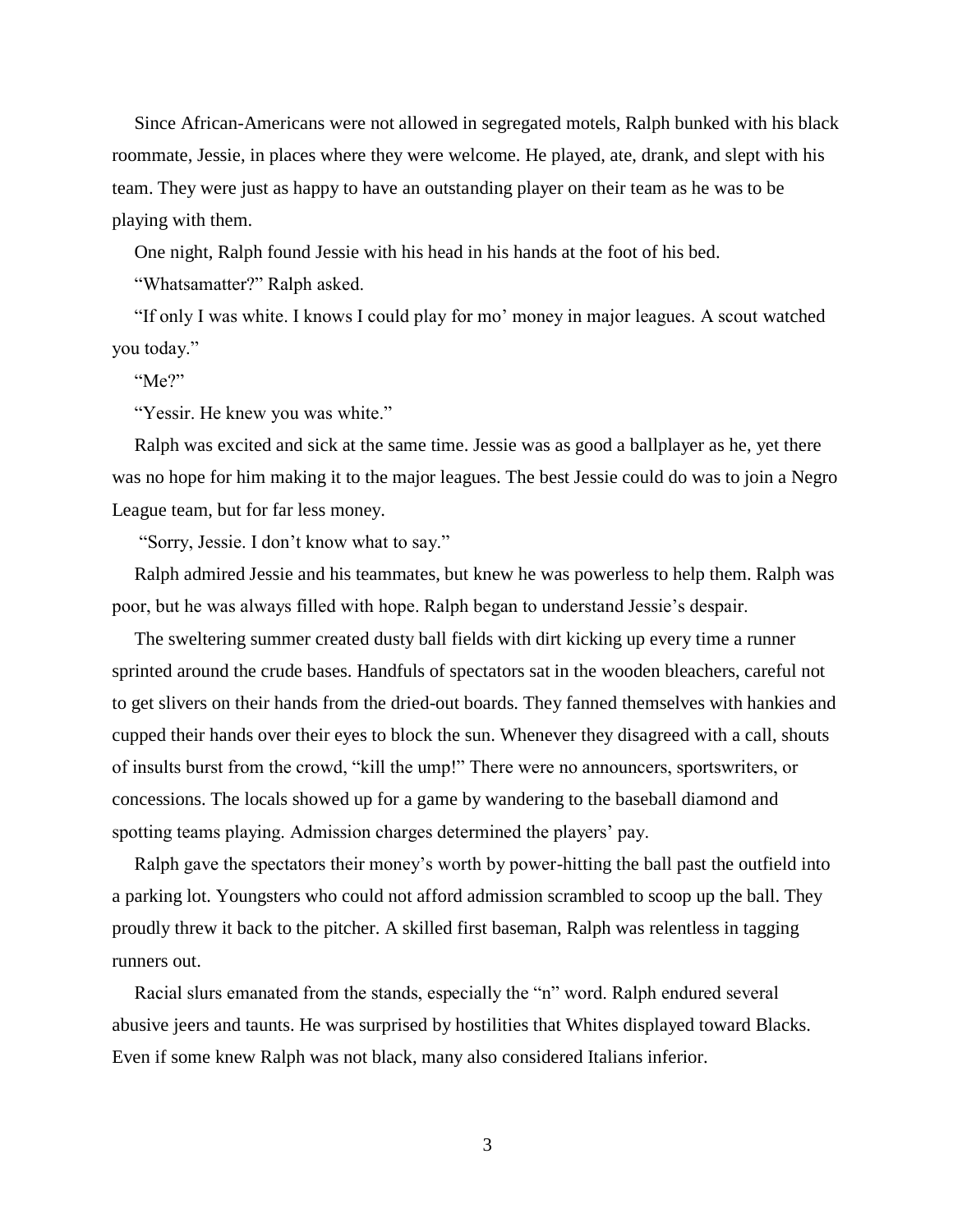Since African-Americans were not allowed in segregated motels, Ralph bunked with his black roommate, Jessie, in places where they were welcome. He played, ate, drank, and slept with his team. They were just as happy to have an outstanding player on their team as he was to be playing with them.

One night, Ralph found Jessie with his head in his hands at the foot of his bed.

"Whatsamatter?" Ralph asked.

"If only I was white. I knows I could play for mo' money in major leagues. A scout watched you today."

"Me?"

"Yessir. He knew you was white."

Ralph was excited and sick at the same time. Jessie was as good a ballplayer as he, yet there was no hope for him making it to the major leagues. The best Jessie could do was to join a Negro League team, but for far less money.

"Sorry, Jessie. I don't know what to say."

Ralph admired Jessie and his teammates, but knew he was powerless to help them. Ralph was poor, but he was always filled with hope. Ralph began to understand Jessie's despair.

The sweltering summer created dusty ball fields with dirt kicking up every time a runner sprinted around the crude bases. Handfuls of spectators sat in the wooden bleachers, careful not to get slivers on their hands from the dried-out boards. They fanned themselves with hankies and cupped their hands over their eyes to block the sun. Whenever they disagreed with a call, shouts of insults burst from the crowd, "kill the ump!" There were no announcers, sportswriters, or concessions. The locals showed up for a game by wandering to the baseball diamond and spotting teams playing. Admission charges determined the players' pay.

Ralph gave the spectators their money's worth by power-hitting the ball past the outfield into a parking lot. Youngsters who could not afford admission scrambled to scoop up the ball. They proudly threw it back to the pitcher. A skilled first baseman, Ralph was relentless in tagging runners out.

Racial slurs emanated from the stands, especially the "n" word. Ralph endured several abusive jeers and taunts. He was surprised by hostilities that Whites displayed toward Blacks. Even if some knew Ralph was not black, many also considered Italians inferior.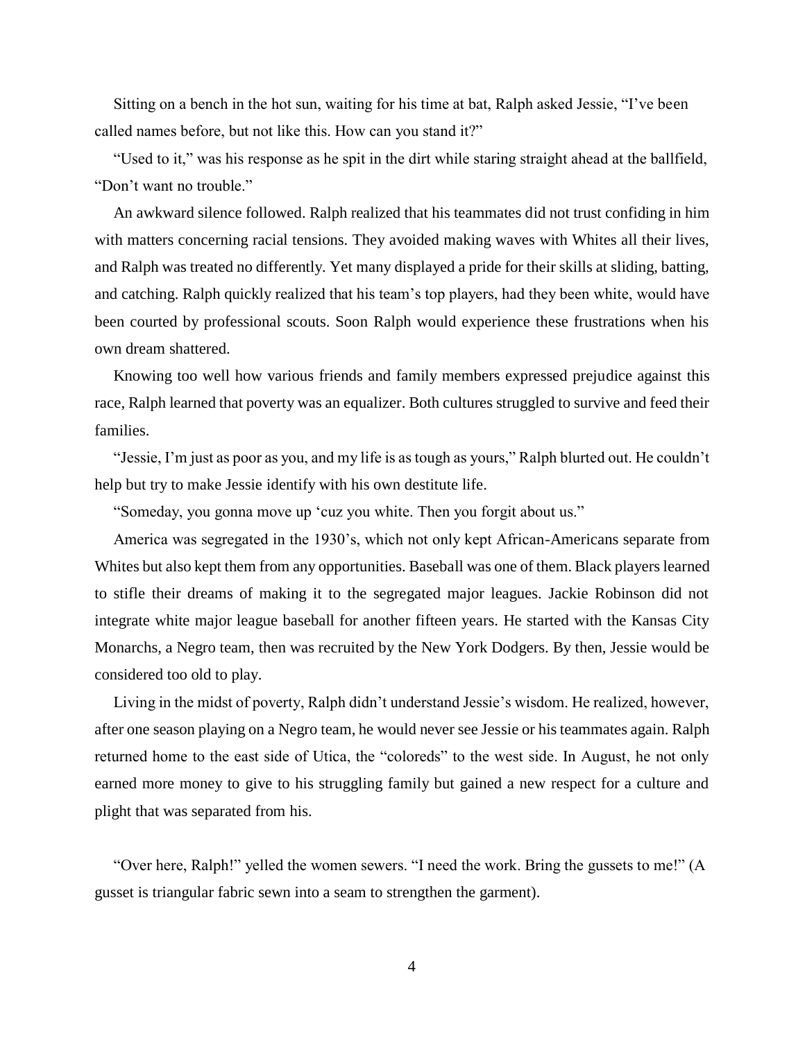Sitting on a bench in the hot sun, waiting for his time at bat, Ralph asked Jessie, "I've been called names before, but not like this. How can you stand it?"

"Used to it," was his response as he spit in the dirt while staring straight ahead at the ballfield, "Don't want no trouble."

An awkward silence followed. Ralph realized that his teammates did not trust confiding in him with matters concerning racial tensions. They avoided making waves with Whites all their lives, and Ralph was treated no differently. Yet many displayed a pride for their skills at sliding, batting, and catching. Ralph quickly realized that his team's top players, had they been white, would have been courted by professional scouts. Soon Ralph would experience these frustrations when his own dream shattered.

Knowing too well how various friends and family members expressed prejudice against this race, Ralph learned that poverty was an equalizer. Both cultures struggled to survive and feed their families.

"Jessie, I'm just as poor as you, and my life is as tough as yours," Ralph blurted out. He couldn't help but try to make Jessie identify with his own destitute life.

"Someday, you gonna move up 'cuz you white. Then you forgit about us."

America was segregated in the 1930's, which not only kept African-Americans separate from Whites but also kept them from any opportunities. Baseball was one of them. Black players learned to stifle their dreams of making it to the segregated major leagues. Jackie Robinson did not integrate white major league baseball for another fifteen years. He started with the Kansas City Monarchs, a Negro team, then was recruited by the New York Dodgers. By then, Jessie would be considered too old to play.

Living in the midst of poverty, Ralph didn't understand Jessie's wisdom. He realized, however, after one season playing on a Negro team, he would never see Jessie or his teammates again. Ralph returned home to the east side of Utica, the "coloreds" to the west side. In August, he not only earned more money to give to his struggling family but gained a new respect for a culture and plight that was separated from his.

"Over here, Ralph!" yelled the women sewers. "I need the work. Bring the gussets to me!" (A gusset is triangular fabric sewn into a seam to strengthen the garment).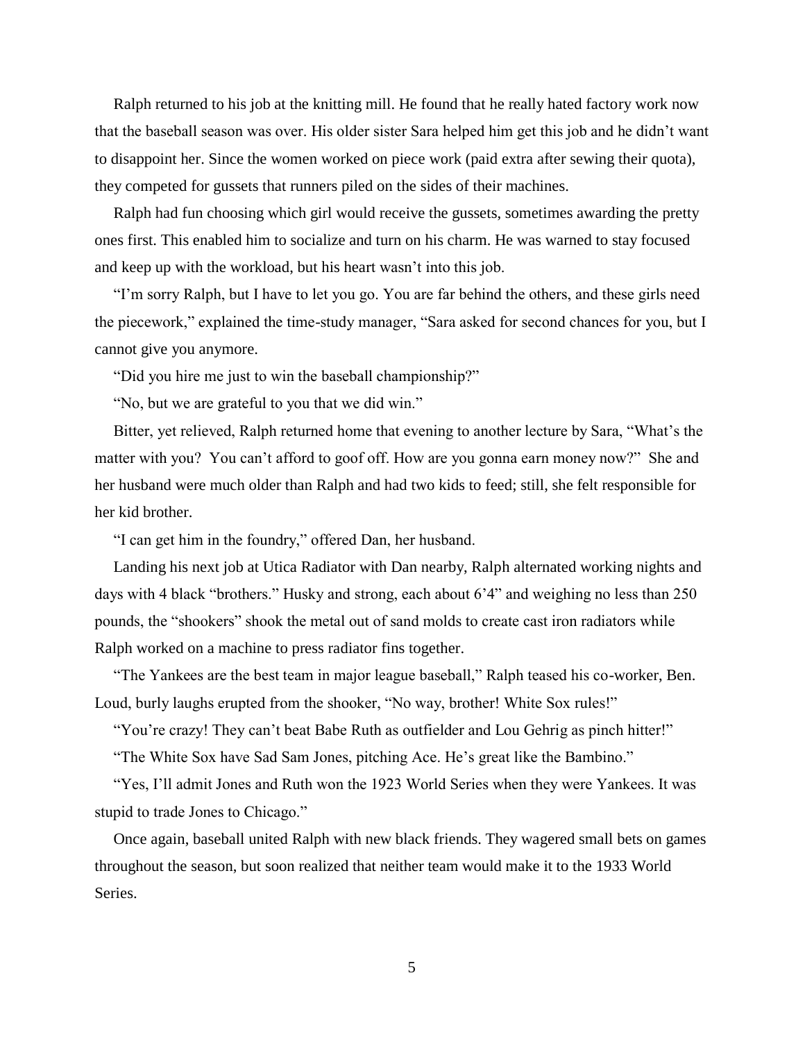Ralph returned to his job at the knitting mill. He found that he really hated factory work now that the baseball season was over. His older sister Sara helped him get this job and he didn't want to disappoint her. Since the women worked on piece work (paid extra after sewing their quota), they competed for gussets that runners piled on the sides of their machines.

Ralph had fun choosing which girl would receive the gussets, sometimes awarding the pretty ones first. This enabled him to socialize and turn on his charm. He was warned to stay focused and keep up with the workload, but his heart wasn't into this job.

"I'm sorry Ralph, but I have to let you go. You are far behind the others, and these girls need the piecework," explained the time-study manager, "Sara asked for second chances for you, but I cannot give you anymore.

"Did you hire me just to win the baseball championship?"

"No, but we are grateful to you that we did win."

Bitter, yet relieved, Ralph returned home that evening to another lecture by Sara, "What's the matter with you? You can't afford to goof off. How are you gonna earn money now?" She and her husband were much older than Ralph and had two kids to feed; still, she felt responsible for her kid brother.

"I can get him in the foundry," offered Dan, her husband.

Landing his next job at Utica Radiator with Dan nearby, Ralph alternated working nights and days with 4 black "brothers." Husky and strong, each about 6'4" and weighing no less than 250 pounds, the "shookers" shook the metal out of sand molds to create cast iron radiators while Ralph worked on a machine to press radiator fins together.

"The Yankees are the best team in major league baseball," Ralph teased his co-worker, Ben. Loud, burly laughs erupted from the shooker, "No way, brother! White Sox rules!"

"You're crazy! They can't beat Babe Ruth as outfielder and Lou Gehrig as pinch hitter!"

"The White Sox have Sad Sam Jones, pitching Ace. He's great like the Bambino."

"Yes, I'll admit Jones and Ruth won the 1923 World Series when they were Yankees. It was stupid to trade Jones to Chicago."

Once again, baseball united Ralph with new black friends. They wagered small bets on games throughout the season, but soon realized that neither team would make it to the 1933 World Series.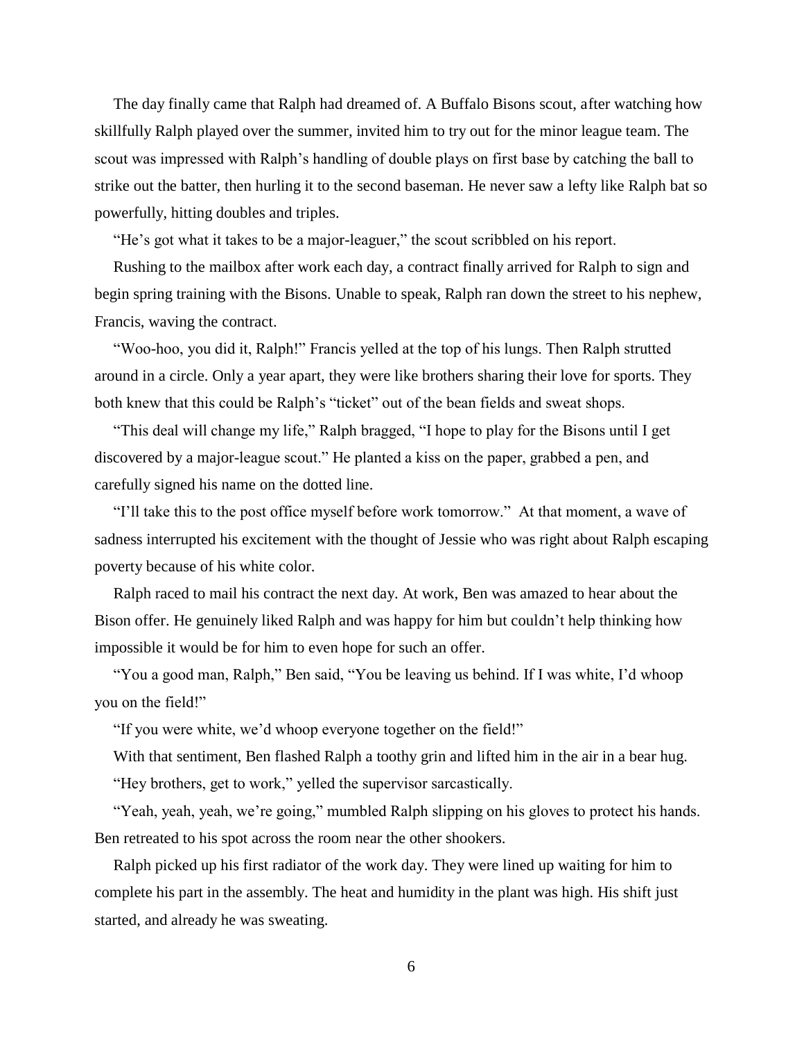The day finally came that Ralph had dreamed of. A Buffalo Bisons scout, after watching how skillfully Ralph played over the summer, invited him to try out for the minor league team. The scout was impressed with Ralph's handling of double plays on first base by catching the ball to strike out the batter, then hurling it to the second baseman. He never saw a lefty like Ralph bat so powerfully, hitting doubles and triples.

"He's got what it takes to be a major-leaguer," the scout scribbled on his report.

Rushing to the mailbox after work each day, a contract finally arrived for Ralph to sign and begin spring training with the Bisons. Unable to speak, Ralph ran down the street to his nephew, Francis, waving the contract.

"Woo-hoo, you did it, Ralph!" Francis yelled at the top of his lungs. Then Ralph strutted around in a circle. Only a year apart, they were like brothers sharing their love for sports. They both knew that this could be Ralph's "ticket" out of the bean fields and sweat shops.

"This deal will change my life," Ralph bragged, "I hope to play for the Bisons until I get discovered by a major-league scout." He planted a kiss on the paper, grabbed a pen, and carefully signed his name on the dotted line.

"I'll take this to the post office myself before work tomorrow." At that moment, a wave of sadness interrupted his excitement with the thought of Jessie who was right about Ralph escaping poverty because of his white color.

Ralph raced to mail his contract the next day. At work, Ben was amazed to hear about the Bison offer. He genuinely liked Ralph and was happy for him but couldn't help thinking how impossible it would be for him to even hope for such an offer.

"You a good man, Ralph," Ben said, "You be leaving us behind. If I was white, I'd whoop you on the field!"

"If you were white, we'd whoop everyone together on the field!"

With that sentiment, Ben flashed Ralph a toothy grin and lifted him in the air in a bear hug.

"Hey brothers, get to work," yelled the supervisor sarcastically.

"Yeah, yeah, yeah, we're going," mumbled Ralph slipping on his gloves to protect his hands. Ben retreated to his spot across the room near the other shookers.

Ralph picked up his first radiator of the work day. They were lined up waiting for him to complete his part in the assembly. The heat and humidity in the plant was high. His shift just started, and already he was sweating.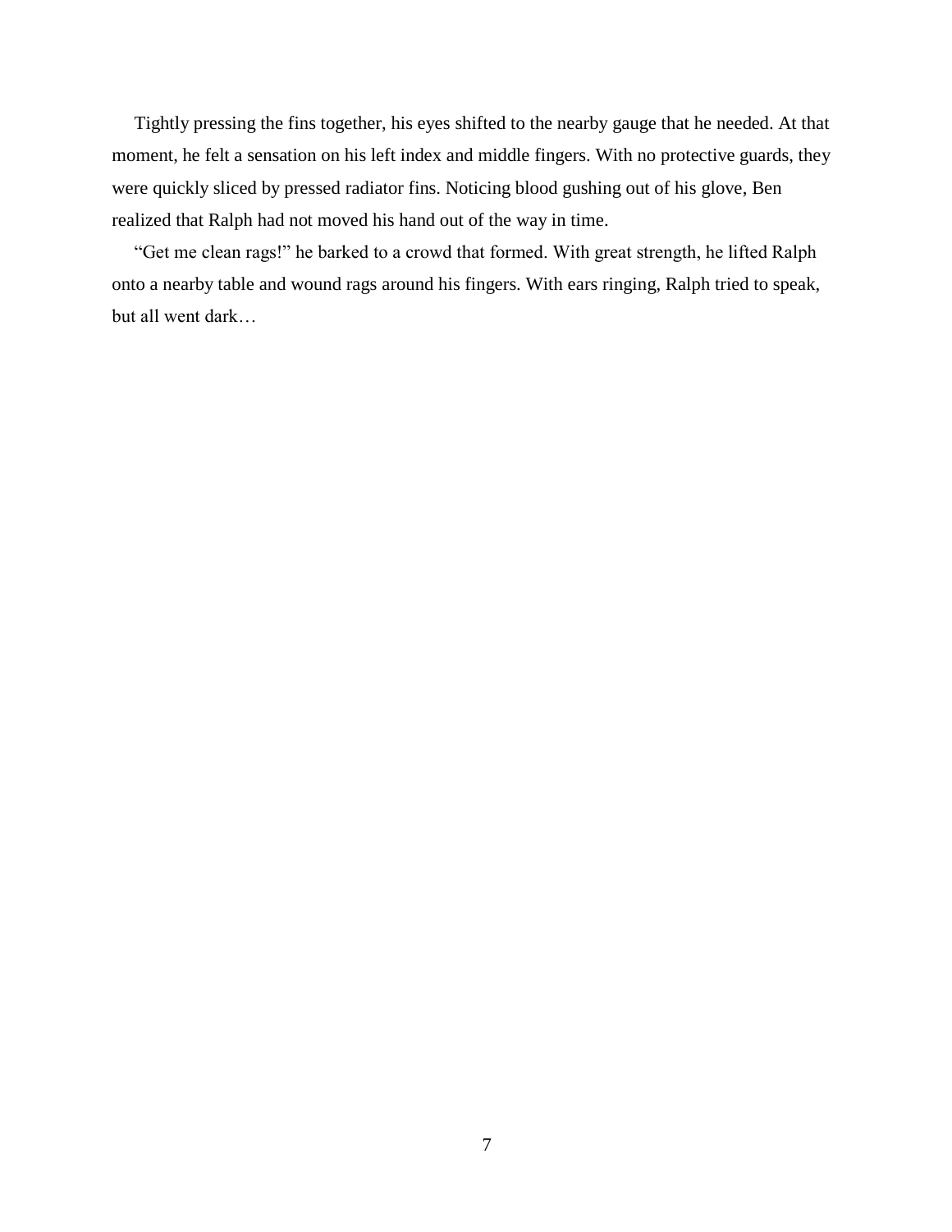Tightly pressing the fins together, his eyes shifted to the nearby gauge that he needed. At that moment, he felt a sensation on his left index and middle fingers. With no protective guards, they were quickly sliced by pressed radiator fins. Noticing blood gushing out of his glove, Ben realized that Ralph had not moved his hand out of the way in time.

"Get me clean rags!" he barked to a crowd that formed. With great strength, he lifted Ralph onto a nearby table and wound rags around his fingers. With ears ringing, Ralph tried to speak, but all went dark…